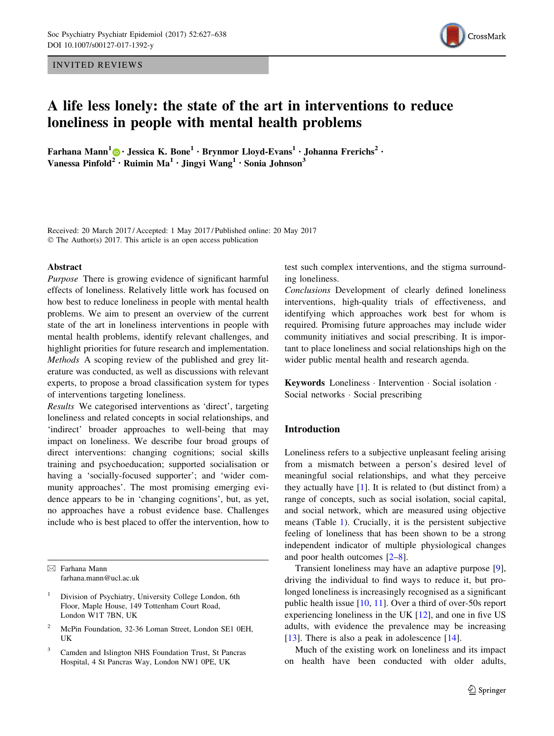INVITED REVIEWS

# A life less lonely: the state of the art in interventions to reduce loneliness in people with mental health problems

**Farhana Mann[1] · Jessica K. Bone[1] · Brynmor Lloyd-Evans[1] · Johanna Frerichs[2] · Vanessa Pinfold[2] · Ruimin Ma[1] · Jingyi Wang[1] · Sonia Johnson[3]**

Received: 20 March 2017 / Accepted: 1 May 2017 / Published online: 20 May 2017
© The Author(s) 2017. This article is an open access publication

## Abstract

*Purpose* There is growing evidence of significant harmful effects of loneliness. Relatively little work has focused on how best to reduce loneliness in people with mental health problems. We aim to present an overview of the current state of the art in loneliness interventions in people with mental health problems, identify relevant challenges, and highlight priorities for future research and implementation.

*Methods* A scoping review of the published and grey literature was conducted, as well as discussions with relevant experts, to propose a broad classification system for types of interventions targeting loneliness.

*Results* We categorised interventions as 'direct', targeting loneliness and related concepts in social relationships, and 'indirect' broader approaches to well-being that may impact on loneliness. We describe four broad groups of direct interventions: changing cognitions; social skills training and psychoeducation; supported socialisation or having a 'socially-focused supporter'; and 'wider community approaches'. The most promising emerging evidence appears to be in 'changing cognitions', but, as yet, no approaches have a robust evidence base. Challenges include who is best placed to offer the intervention, how to test such complex interventions, and the stigma surrounding loneliness.

*Conclusions* Development of clearly defined loneliness interventions, high-quality trials of effectiveness, and identifying which approaches work best for whom is required. Promising future approaches may include wider community initiatives and social prescribing. It is important to place loneliness and social relationships high on the wider public mental health and research agenda.

**Keywords** Loneliness · Intervention · Social isolation · Social networks · Social prescribing

## Introduction

Loneliness refers to a subjective unpleasant feeling arising from a mismatch between a person's desired level of meaningful social relationships, and what they perceive they actually have [1]. It is related to (but distinct from) a range of concepts, such as social isolation, social capital, and social network, which are measured using objective means (Table 1). Crucially, it is the persistent subjective feeling of loneliness that has been shown to be a strong independent indicator of multiple physiological changes and poor health outcomes [2–8].

Transient loneliness may have an adaptive purpose [9], driving the individual to find ways to reduce it, but prolonged loneliness is increasingly recognised as a significant public health issue [10, 11]. Over a third of over-50s report experiencing loneliness in the UK [12], and one in five US adults, with evidence the prevalence may be increasing [13]. There is also a peak in adolescence [14].

Much of the existing work on loneliness and its impact on health have been conducted with older adults,

---

✉ Farhana Mann
farhana.mann@ucl.ac.uk

[1] Division of Psychiatry, University College London, 6th Floor, Maple House, 149 Tottenham Court Road, London W1T 7BN, UK

[2] McPin Foundation, 32-36 Loman Street, London SE1 0EH, UK

[3] Camden and Islington NHS Foundation Trust, St Pancras Hospital, 4 St Pancras Way, London NW1 0PE, UK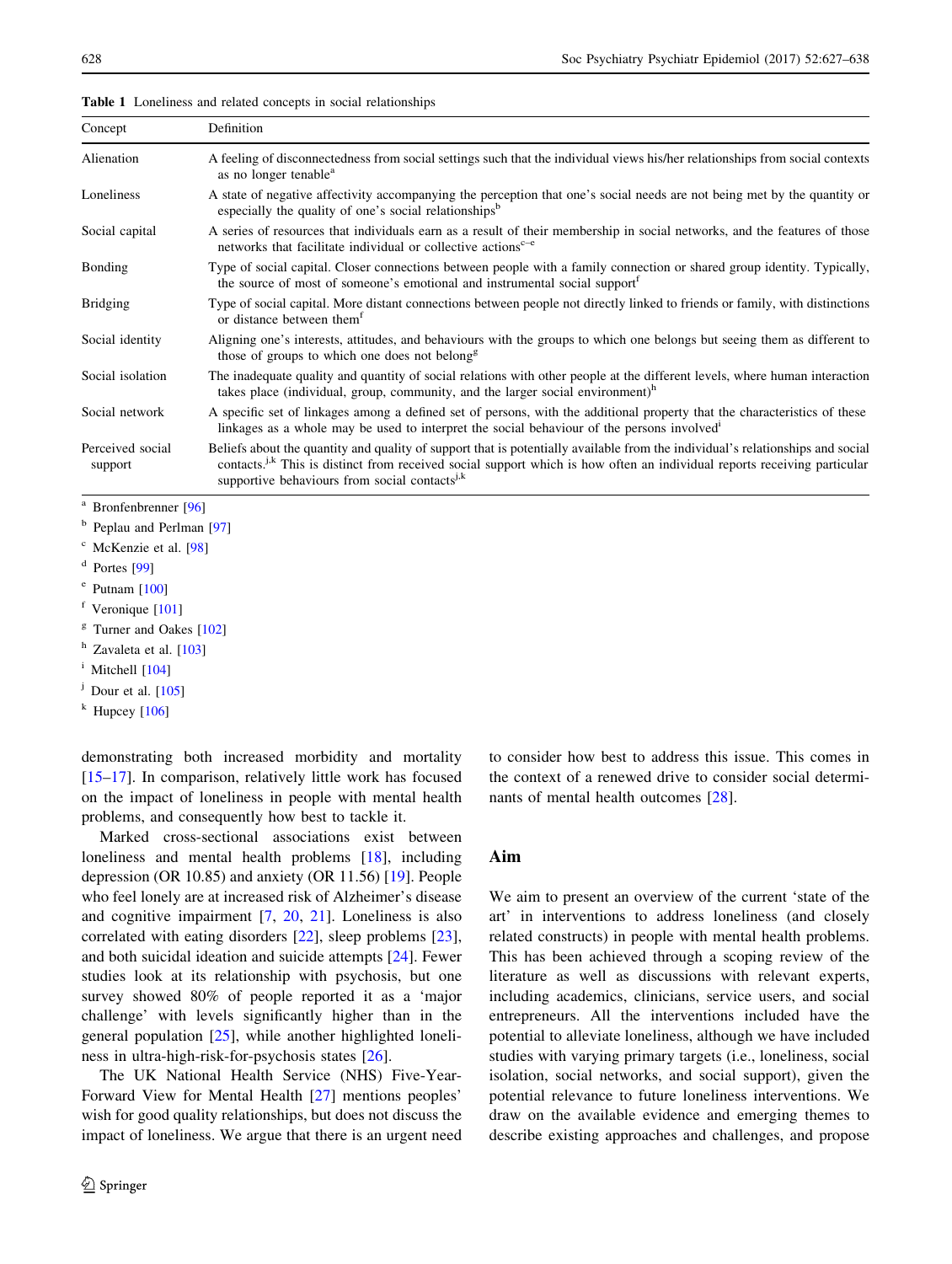**Table 1** Loneliness and related concepts in social relationships

| Concept | Definition |
|---|---|
| Alienation | A feeling of disconnectedness from social settings such that the individual views his/her relationships from social contexts as no longer tenable[a] |
| Loneliness | A state of negative affectivity accompanying the perception that one's social needs are not being met by the quantity or especially the quality of one's social relationships[b] |
| Social capital | A series of resources that individuals earn as a result of their membership in social networks, and the features of those networks that facilitate individual or collective actions[c–e] |
| Bonding | Type of social capital. Closer connections between people with a family connection or shared group identity. Typically, the source of most of someone's emotional and instrumental social support[f] |
| Bridging | Type of social capital. More distant connections between people not directly linked to friends or family, with distinctions or distance between them[f] |
| Social identity | Aligning one's interests, attitudes, and behaviours with the groups to which one belongs but seeing them as different to those of groups to which one does not belong[g] |
| Social isolation | The inadequate quality and quantity of social relations with other people at the different levels, where human interaction takes place (individual, group, community, and the larger social environment)[h] |
| Social network | A specific set of linkages among a defined set of persons, with the additional property that the characteristics of these linkages as a whole may be used to interpret the social behaviour of the persons involved[i] |
| Perceived social support | Beliefs about the quantity and quality of support that is potentially available from the individual's relationships and social contacts.[j,k] This is distinct from received social support which is how often an individual reports receiving particular supportive behaviours from social contacts[j,k] |

[a] Bronfenbrenner [96]
[b] Peplau and Perlman [97]
[c] McKenzie et al. [98]
[d] Portes [99]
[e] Putnam [100]
[f] Veronique [101]
[g] Turner and Oakes [102]
[h] Zavaleta et al. [103]
[i] Mitchell [104]
[j] Dour et al. [105]
[k] Hupcey [106]

demonstrating both increased morbidity and mortality [15–17]. In comparison, relatively little work has focused on the impact of loneliness in people with mental health problems, and consequently how best to tackle it.

Marked cross-sectional associations exist between loneliness and mental health problems [18], including depression (OR 10.85) and anxiety (OR 11.56) [19]. People who feel lonely are at increased risk of Alzheimer's disease and cognitive impairment [7, 20, 21]. Loneliness is also correlated with eating disorders [22], sleep problems [23], and both suicidal ideation and suicide attempts [24]. Fewer studies look at its relationship with psychosis, but one survey showed 80% of people reported it as a 'major challenge' with levels significantly higher than in the general population [25], while another highlighted loneliness in ultra-high-risk-for-psychosis states [26].

The UK National Health Service (NHS) Five-Year-Forward View for Mental Health [27] mentions peoples' wish for good quality relationships, but does not discuss the impact of loneliness. We argue that there is an urgent need to consider how best to address this issue. This comes in the context of a renewed drive to consider social determinants of mental health outcomes [28].

## Aim

We aim to present an overview of the current 'state of the art' in interventions to address loneliness (and closely related constructs) in people with mental health problems. This has been achieved through a scoping review of the literature as well as discussions with relevant experts, including academics, clinicians, service users, and social entrepreneurs. All the interventions included have the potential to alleviate loneliness, although we have included studies with varying primary targets (i.e., loneliness, social isolation, social networks, and social support), given the potential relevance to future loneliness interventions. We draw on the available evidence and emerging themes to describe existing approaches and challenges, and propose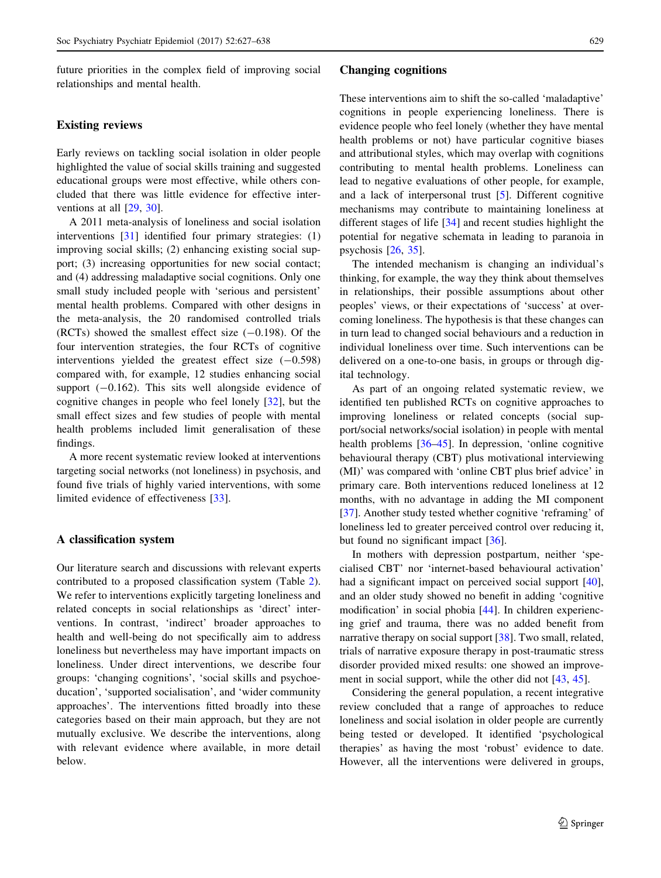future priorities in the complex field of improving social relationships and mental health.

## Existing reviews

Early reviews on tackling social isolation in older people highlighted the value of social skills training and suggested educational groups were most effective, while others concluded that there was little evidence for effective interventions at all [29, 30].

A 2011 meta-analysis of loneliness and social isolation interventions [31] identified four primary strategies: (1) improving social skills; (2) enhancing existing social support; (3) increasing opportunities for new social contact; and (4) addressing maladaptive social cognitions. Only one small study included people with 'serious and persistent' mental health problems. Compared with other designs in the meta-analysis, the 20 randomised controlled trials (RCTs) showed the smallest effect size (−0.198). Of the four intervention strategies, the four RCTs of cognitive interventions yielded the greatest effect size (−0.598) compared with, for example, 12 studies enhancing social support (−0.162). This sits well alongside evidence of cognitive changes in people who feel lonely [32], but the small effect sizes and few studies of people with mental health problems included limit generalisation of these findings.

A more recent systematic review looked at interventions targeting social networks (not loneliness) in psychosis, and found five trials of highly varied interventions, with some limited evidence of effectiveness [33].

## A classification system

Our literature search and discussions with relevant experts contributed to a proposed classification system (Table 2). We refer to interventions explicitly targeting loneliness and related concepts in social relationships as 'direct' interventions. In contrast, 'indirect' broader approaches to health and well-being do not specifically aim to address loneliness but nevertheless may have important impacts on loneliness. Under direct interventions, we describe four groups: 'changing cognitions', 'social skills and psychoeducation', 'supported socialisation', and 'wider community approaches'. The interventions fitted broadly into these categories based on their main approach, but they are not mutually exclusive. We describe the interventions, along with relevant evidence where available, in more detail below.

## Changing cognitions

These interventions aim to shift the so-called 'maladaptive' cognitions in people experiencing loneliness. There is evidence people who feel lonely (whether they have mental health problems or not) have particular cognitive biases and attributional styles, which may overlap with cognitions contributing to mental health problems. Loneliness can lead to negative evaluations of other people, for example, and a lack of interpersonal trust [5]. Different cognitive mechanisms may contribute to maintaining loneliness at different stages of life [34] and recent studies highlight the potential for negative schemata in leading to paranoia in psychosis [26, 35].

The intended mechanism is changing an individual's thinking, for example, the way they think about themselves in relationships, their possible assumptions about other peoples' views, or their expectations of 'success' at overcoming loneliness. The hypothesis is that these changes can in turn lead to changed social behaviours and a reduction in individual loneliness over time. Such interventions can be delivered on a one-to-one basis, in groups or through digital technology.

As part of an ongoing related systematic review, we identified ten published RCTs on cognitive approaches to improving loneliness or related concepts (social support/social networks/social isolation) in people with mental health problems [36–45]. In depression, 'online cognitive behavioural therapy (CBT) plus motivational interviewing (MI)' was compared with 'online CBT plus brief advice' in primary care. Both interventions reduced loneliness at 12 months, with no advantage in adding the MI component [37]. Another study tested whether cognitive 'reframing' of loneliness led to greater perceived control over reducing it, but found no significant impact [36].

In mothers with depression postpartum, neither 'specialised CBT' nor 'internet-based behavioural activation' had a significant impact on perceived social support [40], and an older study showed no benefit in adding 'cognitive modification' in social phobia [44]. In children experiencing grief and trauma, there was no added benefit from narrative therapy on social support [38]. Two small, related, trials of narrative exposure therapy in post-traumatic stress disorder provided mixed results: one showed an improvement in social support, while the other did not [43, 45].

Considering the general population, a recent integrative review concluded that a range of approaches to reduce loneliness and social isolation in older people are currently being tested or developed. It identified 'psychological therapies' as having the most 'robust' evidence to date. However, all the interventions were delivered in groups,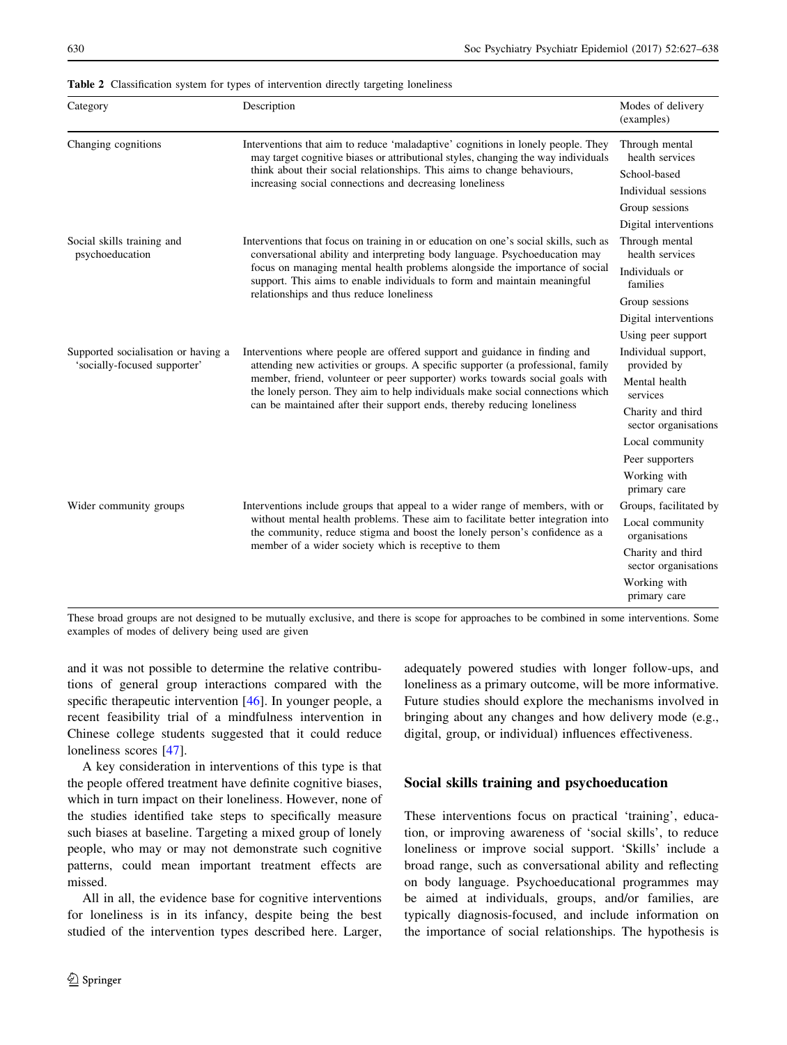**Table 2** Classification system for types of intervention directly targeting loneliness

| Category | Description | Modes of delivery (examples) |
|---|---|---|
| Changing cognitions | Interventions that aim to reduce 'maladaptive' cognitions in lonely people. They may target cognitive biases or attributional styles, changing the way individuals think about their social relationships. This aims to change behaviours, increasing social connections and decreasing loneliness | Through mental health services<br>School-based<br>Individual sessions<br>Group sessions<br>Digital interventions |
| Social skills training and psychoeducation | Interventions that focus on training in or education on one's social skills, such as conversational ability and interpreting body language. Psychoeducation may focus on managing mental health problems alongside the importance of social support. This aims to enable individuals to form and maintain meaningful relationships and thus reduce loneliness | Through mental health services<br>Individuals or families<br>Group sessions<br>Digital interventions<br>Using peer support |
| Supported socialisation or having a 'socially-focused supporter' | Interventions where people are offered support and guidance in finding and attending new activities or groups. A specific supporter (a professional, family member, friend, volunteer or peer supporter) works towards social goals with the lonely person. They aim to help individuals make social connections which can be maintained after their support ends, thereby reducing loneliness | Individual support, provided by<br>Mental health services<br>Charity and third sector organisations<br>Local community<br>Peer supporters<br>Working with primary care |
| Wider community groups | Interventions include groups that appeal to a wider range of members, with or without mental health problems. These aim to facilitate better integration into the community, reduce stigma and boost the lonely person's confidence as a member of a wider society which is receptive to them | Groups, facilitated by<br>Local community organisations<br>Charity and third sector organisations<br>Working with primary care |

These broad groups are not designed to be mutually exclusive, and there is scope for approaches to be combined in some interventions. Some examples of modes of delivery being used are given

and it was not possible to determine the relative contributions of general group interactions compared with the specific therapeutic intervention [46]. In younger people, a recent feasibility trial of a mindfulness intervention in Chinese college students suggested that it could reduce loneliness scores [47].

A key consideration in interventions of this type is that the people offered treatment have definite cognitive biases, which in turn impact on their loneliness. However, none of the studies identified take steps to specifically measure such biases at baseline. Targeting a mixed group of lonely people, who may or may not demonstrate such cognitive patterns, could mean important treatment effects are missed.

All in all, the evidence base for cognitive interventions for loneliness is in its infancy, despite being the best studied of the intervention types described here. Larger, adequately powered studies with longer follow-ups, and loneliness as a primary outcome, will be more informative. Future studies should explore the mechanisms involved in bringing about any changes and how delivery mode (e.g., digital, group, or individual) influences effectiveness.

## Social skills training and psychoeducation

These interventions focus on practical 'training', education, or improving awareness of 'social skills', to reduce loneliness or improve social support. 'Skills' include a broad range, such as conversational ability and reflecting on body language. Psychoeducational programmes may be aimed at individuals, groups, and/or families, are typically diagnosis-focused, and include information on the importance of social relationships. The hypothesis is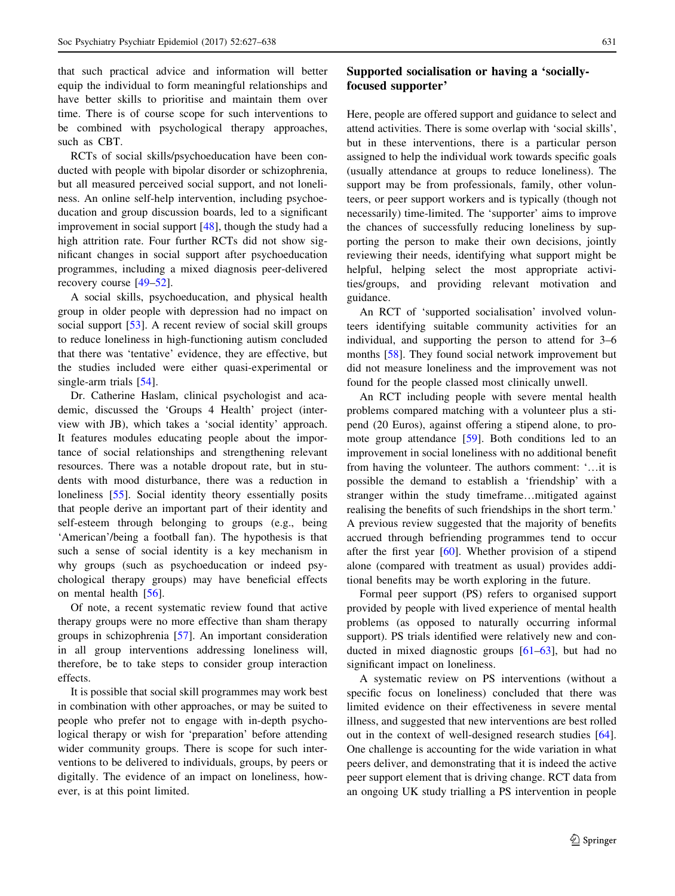that such practical advice and information will better equip the individual to form meaningful relationships and have better skills to prioritise and maintain them over time. There is of course scope for such interventions to be combined with psychological therapy approaches, such as CBT.

RCTs of social skills/psychoeducation have been conducted with people with bipolar disorder or schizophrenia, but all measured perceived social support, and not loneliness. An online self-help intervention, including psychoeducation and group discussion boards, led to a significant improvement in social support [48], though the study had a high attrition rate. Four further RCTs did not show significant changes in social support after psychoeducation programmes, including a mixed diagnosis peer-delivered recovery course [49–52].

A social skills, psychoeducation, and physical health group in older people with depression had no impact on social support [53]. A recent review of social skill groups to reduce loneliness in high-functioning autism concluded that there was 'tentative' evidence, they are effective, but the studies included were either quasi-experimental or single-arm trials [54].

Dr. Catherine Haslam, clinical psychologist and academic, discussed the 'Groups 4 Health' project (interview with JB), which takes a 'social identity' approach. It features modules educating people about the importance of social relationships and strengthening relevant resources. There was a notable dropout rate, but in students with mood disturbance, there was a reduction in loneliness [55]. Social identity theory essentially posits that people derive an important part of their identity and self-esteem through belonging to groups (e.g., being 'American'/being a football fan). The hypothesis is that such a sense of social identity is a key mechanism in why groups (such as psychoeducation or indeed psychological therapy groups) may have beneficial effects on mental health [56].

Of note, a recent systematic review found that active therapy groups were no more effective than sham therapy groups in schizophrenia [57]. An important consideration in all group interventions addressing loneliness will, therefore, be to take steps to consider group interaction effects.

It is possible that social skill programmes may work best in combination with other approaches, or may be suited to people who prefer not to engage with in-depth psychological therapy or wish for 'preparation' before attending wider community groups. There is scope for such interventions to be delivered to individuals, groups, by peers or digitally. The evidence of an impact on loneliness, however, is at this point limited.

## Supported socialisation or having a 'socially-focused supporter'

Here, people are offered support and guidance to select and attend activities. There is some overlap with 'social skills', but in these interventions, there is a particular person assigned to help the individual work towards specific goals (usually attendance at groups to reduce loneliness). The support may be from professionals, family, other volunteers, or peer support workers and is typically (though not necessarily) time-limited. The 'supporter' aims to improve the chances of successfully reducing loneliness by supporting the person to make their own decisions, jointly reviewing their needs, identifying what support might be helpful, helping select the most appropriate activities/groups, and providing relevant motivation and guidance.

An RCT of 'supported socialisation' involved volunteers identifying suitable community activities for an individual, and supporting the person to attend for 3–6 months [58]. They found social network improvement but did not measure loneliness and the improvement was not found for the people classed most clinically unwell.

An RCT including people with severe mental health problems compared matching with a volunteer plus a stipend (20 Euros), against offering a stipend alone, to promote group attendance [59]. Both conditions led to an improvement in social loneliness with no additional benefit from having the volunteer. The authors comment: '…it is possible the demand to establish a 'friendship' with a stranger within the study timeframe…mitigated against realising the benefits of such friendships in the short term.' A previous review suggested that the majority of benefits accrued through befriending programmes tend to occur after the first year [60]. Whether provision of a stipend alone (compared with treatment as usual) provides additional benefits may be worth exploring in the future.

Formal peer support (PS) refers to organised support provided by people with lived experience of mental health problems (as opposed to naturally occurring informal support). PS trials identified were relatively new and conducted in mixed diagnostic groups [61–63], but had no significant impact on loneliness.

A systematic review on PS interventions (without a specific focus on loneliness) concluded that there was limited evidence on their effectiveness in severe mental illness, and suggested that new interventions are best rolled out in the context of well-designed research studies [64]. One challenge is accounting for the wide variation in what peers deliver, and demonstrating that it is indeed the active peer support element that is driving change. RCT data from an ongoing UK study trialling a PS intervention in people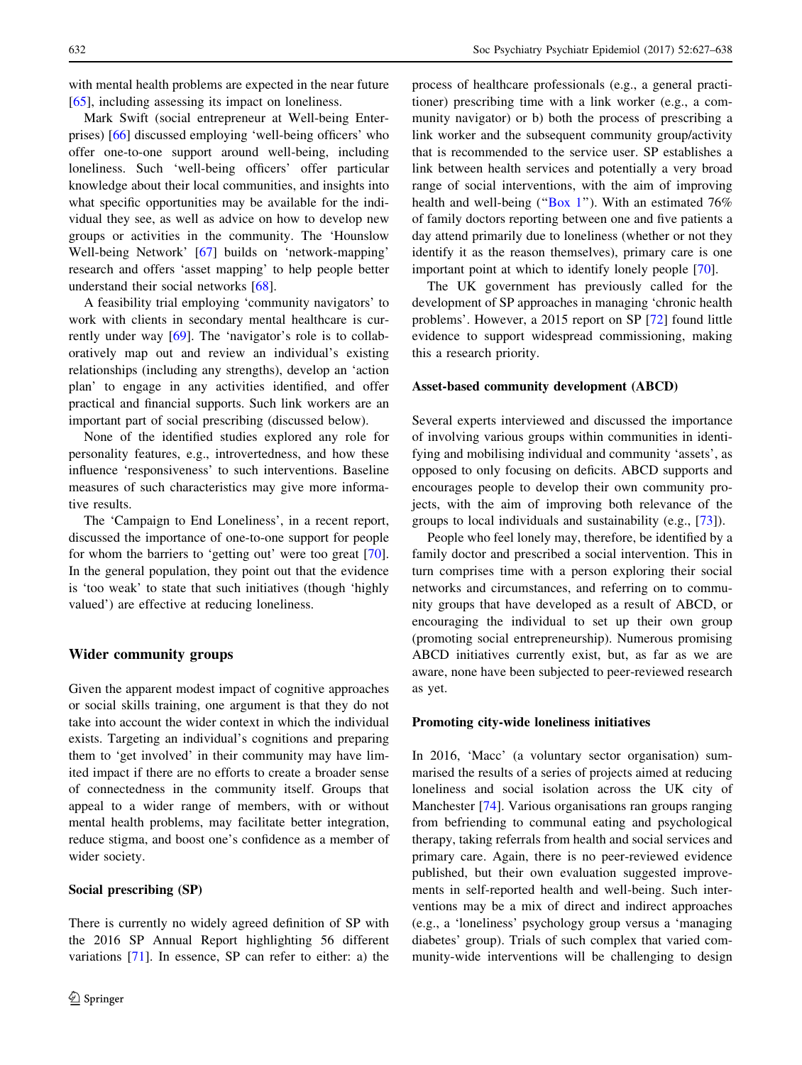with mental health problems are expected in the near future [65], including assessing its impact on loneliness.

Mark Swift (social entrepreneur at Well-being Enterprises) [66] discussed employing 'well-being officers' who offer one-to-one support around well-being, including loneliness. Such 'well-being officers' offer particular knowledge about their local communities, and insights into what specific opportunities may be available for the individual they see, as well as advice on how to develop new groups or activities in the community. The 'Hounslow Well-being Network' [67] builds on 'network-mapping' research and offers 'asset mapping' to help people better understand their social networks [68].

A feasibility trial employing 'community navigators' to work with clients in secondary mental healthcare is currently under way [69]. The 'navigator's role is to collaboratively map out and review an individual's existing relationships (including any strengths), develop an 'action plan' to engage in any activities identified, and offer practical and financial supports. Such link workers are an important part of social prescribing (discussed below).

None of the identified studies explored any role for personality features, e.g., introvertedness, and how these influence 'responsiveness' to such interventions. Baseline measures of such characteristics may give more informative results.

The 'Campaign to End Loneliness', in a recent report, discussed the importance of one-to-one support for people for whom the barriers to 'getting out' were too great [70]. In the general population, they point out that the evidence is 'too weak' to state that such initiatives (though 'highly valued') are effective at reducing loneliness.

## Wider community groups

Given the apparent modest impact of cognitive approaches or social skills training, one argument is that they do not take into account the wider context in which the individual exists. Targeting an individual's cognitions and preparing them to 'get involved' in their community may have limited impact if there are no efforts to create a broader sense of connectedness in the community itself. Groups that appeal to a wider range of members, with or without mental health problems, may facilitate better integration, reduce stigma, and boost one's confidence as a member of wider society.

### Social prescribing (SP)

There is currently no widely agreed definition of SP with the 2016 SP Annual Report highlighting 56 different variations [71]. In essence, SP can refer to either: a) the process of healthcare professionals (e.g., a general practitioner) prescribing time with a link worker (e.g., a community navigator) or b) both the process of prescribing a link worker and the subsequent community group/activity that is recommended to the service user. SP establishes a link between health services and potentially a very broad range of social interventions, with the aim of improving health and well-being ("Box 1"). With an estimated 76% of family doctors reporting between one and five patients a day attend primarily due to loneliness (whether or not they identify it as the reason themselves), primary care is one important point at which to identify lonely people [70].

The UK government has previously called for the development of SP approaches in managing 'chronic health problems'. However, a 2015 report on SP [72] found little evidence to support widespread commissioning, making this a research priority.

### Asset-based community development (ABCD)

Several experts interviewed and discussed the importance of involving various groups within communities in identifying and mobilising individual and community 'assets', as opposed to only focusing on deficits. ABCD supports and encourages people to develop their own community projects, with the aim of improving both relevance of the groups to local individuals and sustainability (e.g., [73]).

People who feel lonely may, therefore, be identified by a family doctor and prescribed a social intervention. This in turn comprises time with a person exploring their social networks and circumstances, and referring on to community groups that have developed as a result of ABCD, or encouraging the individual to set up their own group (promoting social entrepreneurship). Numerous promising ABCD initiatives currently exist, but, as far as we are aware, none have been subjected to peer-reviewed research as yet.

### Promoting city-wide loneliness initiatives

In 2016, 'Macc' (a voluntary sector organisation) summarised the results of a series of projects aimed at reducing loneliness and social isolation across the UK city of Manchester [74]. Various organisations ran groups ranging from befriending to communal eating and psychological therapy, taking referrals from health and social services and primary care. Again, there is no peer-reviewed evidence published, but their own evaluation suggested improvements in self-reported health and well-being. Such interventions may be a mix of direct and indirect approaches (e.g., a 'loneliness' psychology group versus a 'managing diabetes' group). Trials of such complex that varied community-wide interventions will be challenging to design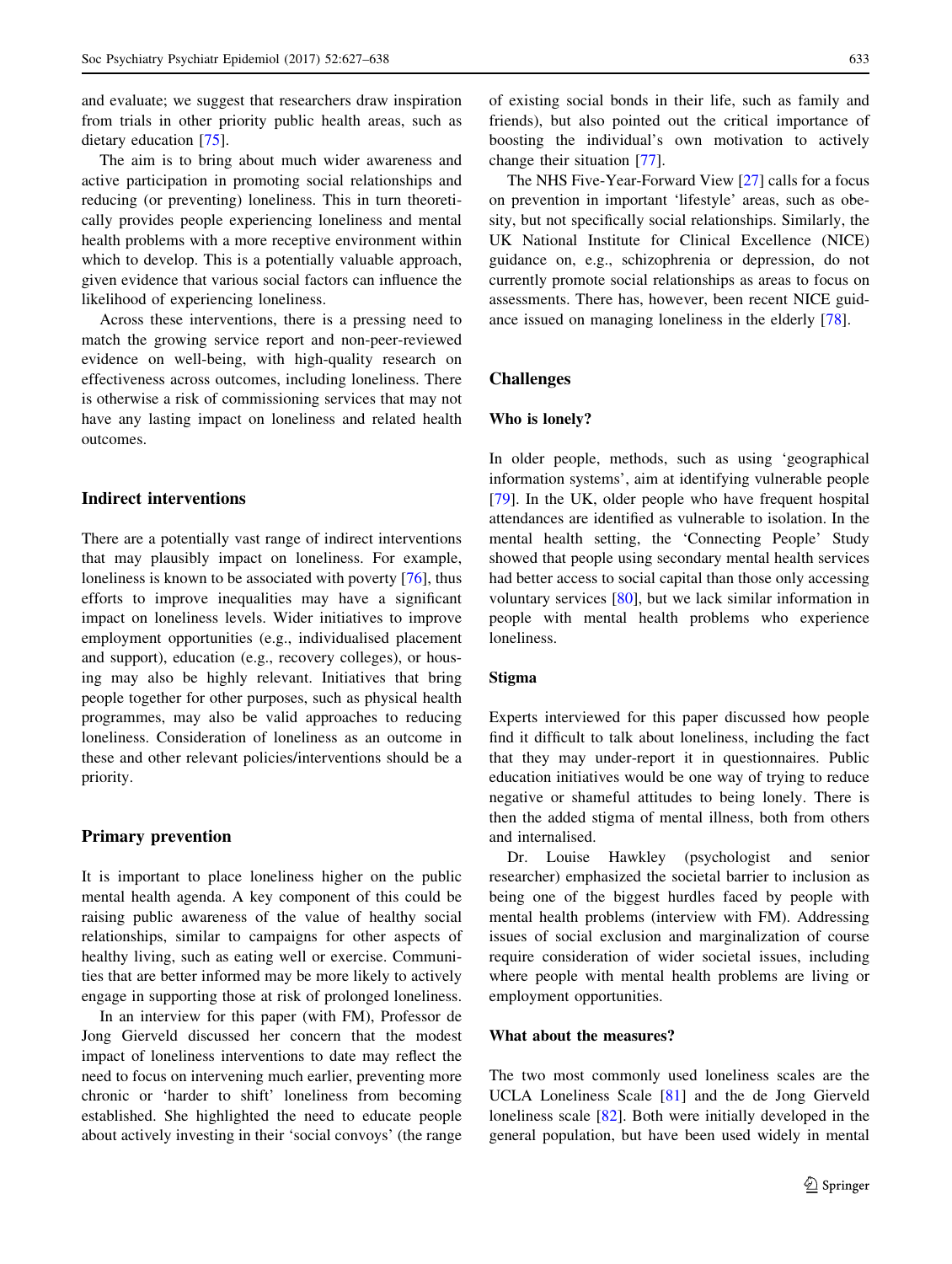and evaluate; we suggest that researchers draw inspiration from trials in other priority public health areas, such as dietary education [75].

The aim is to bring about much wider awareness and active participation in promoting social relationships and reducing (or preventing) loneliness. This in turn theoretically provides people experiencing loneliness and mental health problems with a more receptive environment within which to develop. This is a potentially valuable approach, given evidence that various social factors can influence the likelihood of experiencing loneliness.

Across these interventions, there is a pressing need to match the growing service report and non-peer-reviewed evidence on well-being, with high-quality research on effectiveness across outcomes, including loneliness. There is otherwise a risk of commissioning services that may not have any lasting impact on loneliness and related health outcomes.

## Indirect interventions

There are a potentially vast range of indirect interventions that may plausibly impact on loneliness. For example, loneliness is known to be associated with poverty [76], thus efforts to improve inequalities may have a significant impact on loneliness levels. Wider initiatives to improve employment opportunities (e.g., individualised placement and support), education (e.g., recovery colleges), or housing may also be highly relevant. Initiatives that bring people together for other purposes, such as physical health programmes, may also be valid approaches to reducing loneliness. Consideration of loneliness as an outcome in these and other relevant policies/interventions should be a priority.

## Primary prevention

It is important to place loneliness higher on the public mental health agenda. A key component of this could be raising public awareness of the value of healthy social relationships, similar to campaigns for other aspects of healthy living, such as eating well or exercise. Communities that are better informed may be more likely to actively engage in supporting those at risk of prolonged loneliness.

In an interview for this paper (with FM), Professor de Jong Gierveld discussed her concern that the modest impact of loneliness interventions to date may reflect the need to focus on intervening much earlier, preventing more chronic or 'harder to shift' loneliness from becoming established. She highlighted the need to educate people about actively investing in their 'social convoys' (the range of existing social bonds in their life, such as family and friends), but also pointed out the critical importance of boosting the individual's own motivation to actively change their situation [77].

The NHS Five-Year-Forward View [27] calls for a focus on prevention in important 'lifestyle' areas, such as obesity, but not specifically social relationships. Similarly, the UK National Institute for Clinical Excellence (NICE) guidance on, e.g., schizophrenia or depression, do not currently promote social relationships as areas to focus on assessments. There has, however, been recent NICE guidance issued on managing loneliness in the elderly [78].

## Challenges

### Who is lonely?

In older people, methods, such as using 'geographical information systems', aim at identifying vulnerable people [79]. In the UK, older people who have frequent hospital attendances are identified as vulnerable to isolation. In the mental health setting, the 'Connecting People' Study showed that people using secondary mental health services had better access to social capital than those only accessing voluntary services [80], but we lack similar information in people with mental health problems who experience loneliness.

### Stigma

Experts interviewed for this paper discussed how people find it difficult to talk about loneliness, including the fact that they may under-report it in questionnaires. Public education initiatives would be one way of trying to reduce negative or shameful attitudes to being lonely. There is then the added stigma of mental illness, both from others and internalised.

Dr. Louise Hawkley (psychologist and senior researcher) emphasized the societal barrier to inclusion as being one of the biggest hurdles faced by people with mental health problems (interview with FM). Addressing issues of social exclusion and marginalization of course require consideration of wider societal issues, including where people with mental health problems are living or employment opportunities.

### What about the measures?

The two most commonly used loneliness scales are the UCLA Loneliness Scale [81] and the de Jong Gierveld loneliness scale [82]. Both were initially developed in the general population, but have been used widely in mental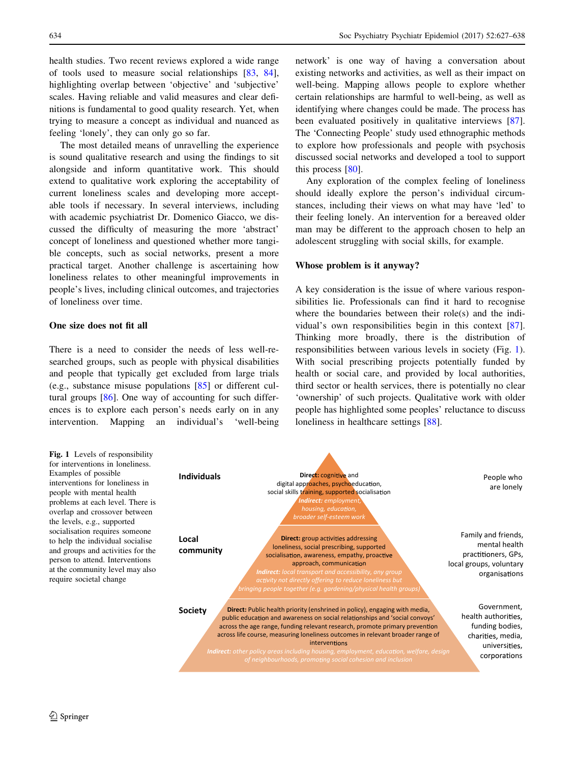health studies. Two recent reviews explored a wide range of tools used to measure social relationships [83, 84], highlighting overlap between 'objective' and 'subjective' scales. Having reliable and valid measures and clear definitions is fundamental to good quality research. Yet, when trying to measure a concept as individual and nuanced as feeling 'lonely', they can only go so far.

The most detailed means of unravelling the experience is sound qualitative research and using the findings to sit alongside and inform quantitative work. This should extend to qualitative work exploring the acceptability of current loneliness scales and developing more acceptable tools if necessary. In several interviews, including with academic psychiatrist Dr. Domenico Giacco, we discussed the difficulty of measuring the more 'abstract' concept of loneliness and questioned whether more tangible concepts, such as social networks, present a more practical target. Another challenge is ascertaining how loneliness relates to other meaningful improvements in people's lives, including clinical outcomes, and trajectories of loneliness over time.

## One size does not fit all

There is a need to consider the needs of less well-researched groups, such as people with physical disabilities and people that typically get excluded from large trials (e.g., substance misuse populations [85] or different cultural groups [86]. One way of accounting for such differences is to explore each person's needs early on in any intervention. Mapping an individual's 'well-being network' is one way of having a conversation about existing networks and activities, as well as their impact on well-being. Mapping allows people to explore whether certain relationships are harmful to well-being, as well as identifying where changes could be made. The process has been evaluated positively in qualitative interviews [87]. The 'Connecting People' study used ethnographic methods to explore how professionals and people with psychosis discussed social networks and developed a tool to support this process [80].

Any exploration of the complex feeling of loneliness should ideally explore the person's individual circumstances, including their views on what may have 'led' to their feeling lonely. An intervention for a bereaved older man may be different to the approach chosen to help an adolescent struggling with social skills, for example.

## Whose problem is it anyway?

A key consideration is the issue of where various responsibilities lie. Professionals can find it hard to recognise where the boundaries between their role(s) and the individual's own responsibilities begin in this context [87]. Thinking more broadly, there is the distribution of responsibilities between various levels in society (Fig. 1). With social prescribing projects potentially funded by health or social care, and provided by local authorities, third sector or health services, there is potentially no clear 'ownership' of such projects. Qualitative work with older people has highlighted some peoples' reluctance to discuss loneliness in healthcare settings [88].

| Level | Interventions | Who |
|---|---|---|
| Individuals | **Direct:** cognitive and digital approaches, psychoeducation, social skills training, supported socialisation<br>***Indirect:*** *employment, housing, education, broader self-esteem work* | People who are lonely |
| Local community | **Direct:** group activities addressing loneliness, social prescribing, supported socialisation, awareness, empathy, proactive approach, communication<br>***Indirect:*** *local transport and accessibility, any group activity not directly offering to reduce loneliness but bringing people together (e.g. gardening/physical health groups)* | Family and friends, mental health practitioners, GPs, local groups, voluntary organisations |
| Society | **Direct:** Public health priority (enshrined in policy), engaging with media, public education and awareness on social relationships and 'social convoys' across the age range, funding relevant research, promote primary prevention across life course, measuring loneliness outcomes in relevant broader range of interventions<br>***Indirect:*** *other policy areas including housing, employment, education, welfare, design of neighbourhoods, promoting social cohesion and inclusion* | Government, health authorities, funding bodies, charities, media, universities, corporations |

**Fig. 1** Levels of responsibility for interventions in loneliness. Examples of possible interventions for loneliness in people with mental health problems at each level. There is overlap and crossover between the levels, e.g., supported socialisation requires someone to help the individual socialise and groups and activities for the person to attend. Interventions at the community level may also require societal change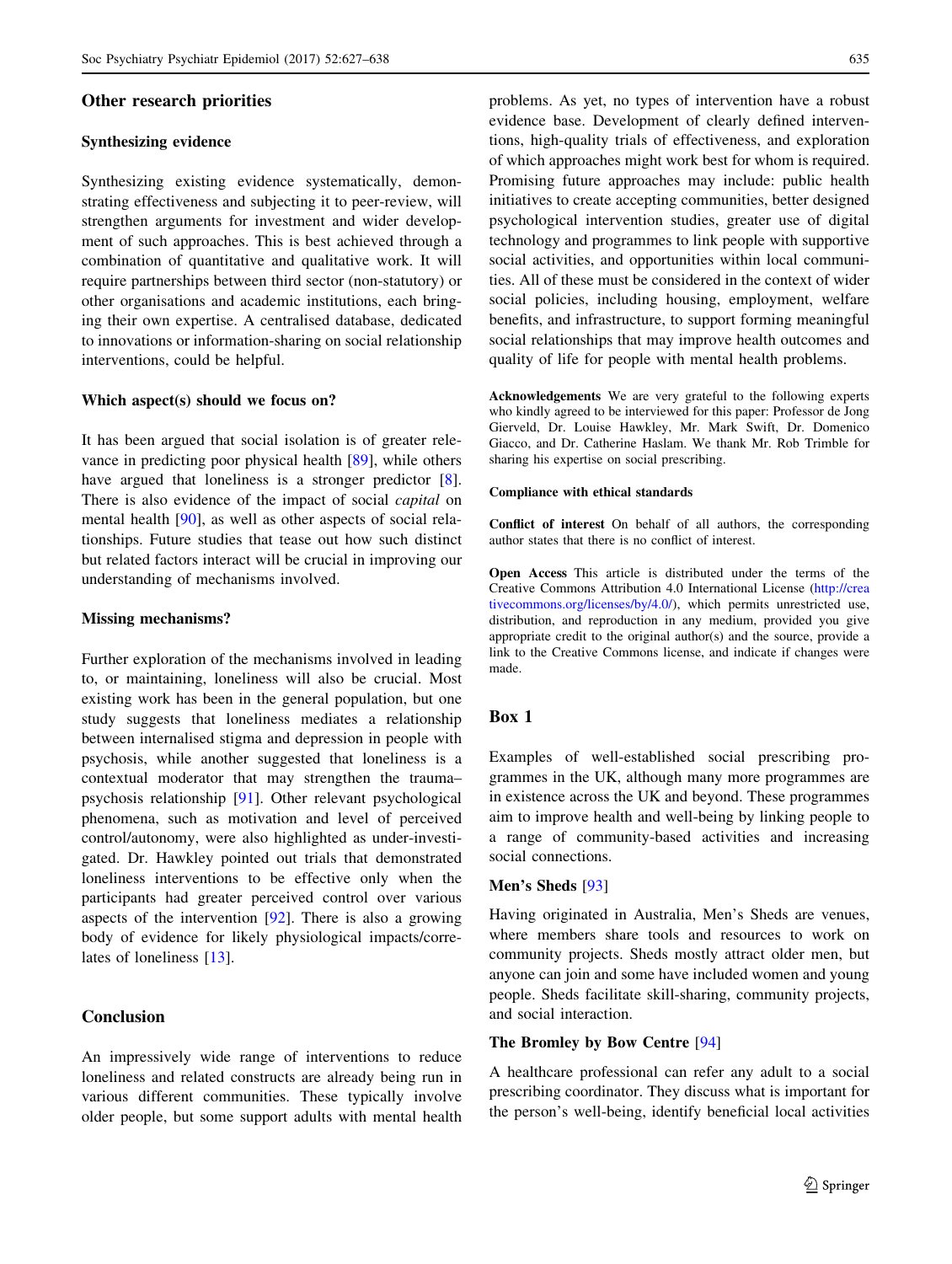## Other research priorities

### Synthesizing evidence

Synthesizing existing evidence systematically, demonstrating effectiveness and subjecting it to peer-review, will strengthen arguments for investment and wider development of such approaches. This is best achieved through a combination of quantitative and qualitative work. It will require partnerships between third sector (non-statutory) or other organisations and academic institutions, each bringing their own expertise. A centralised database, dedicated to innovations or information-sharing on social relationship interventions, could be helpful.

### Which aspect(s) should we focus on?

It has been argued that social isolation is of greater relevance in predicting poor physical health [89], while others have argued that loneliness is a stronger predictor [8]. There is also evidence of the impact of social *capital* on mental health [90], as well as other aspects of social relationships. Future studies that tease out how such distinct but related factors interact will be crucial in improving our understanding of mechanisms involved.

### Missing mechanisms?

Further exploration of the mechanisms involved in leading to, or maintaining, loneliness will also be crucial. Most existing work has been in the general population, but one study suggests that loneliness mediates a relationship between internalised stigma and depression in people with psychosis, while another suggested that loneliness is a contextual moderator that may strengthen the trauma–psychosis relationship [91]. Other relevant psychological phenomena, such as motivation and level of perceived control/autonomy, were also highlighted as under-investigated. Dr. Hawkley pointed out trials that demonstrated loneliness interventions to be effective only when the participants had greater perceived control over various aspects of the intervention [92]. There is also a growing body of evidence for likely physiological impacts/correlates of loneliness [13].

## Conclusion

An impressively wide range of interventions to reduce loneliness and related constructs are already being run in various different communities. These typically involve older people, but some support adults with mental health problems. As yet, no types of intervention have a robust evidence base. Development of clearly defined interventions, high-quality trials of effectiveness, and exploration of which approaches might work best for whom is required. Promising future approaches may include: public health initiatives to create accepting communities, better designed psychological intervention studies, greater use of digital technology and programmes to link people with supportive social activities, and opportunities within local communities. All of these must be considered in the context of wider social policies, including housing, employment, welfare benefits, and infrastructure, to support forming meaningful social relationships that may improve health outcomes and quality of life for people with mental health problems.

**Acknowledgements** We are very grateful to the following experts who kindly agreed to be interviewed for this paper: Professor de Jong Gierveld, Dr. Louise Hawkley, Mr. Mark Swift, Dr. Domenico Giacco, and Dr. Catherine Haslam. We thank Mr. Rob Trimble for sharing his expertise on social prescribing.

**Compliance with ethical standards**

**Conflict of interest** On behalf of all authors, the corresponding author states that there is no conflict of interest.

**Open Access** This article is distributed under the terms of the Creative Commons Attribution 4.0 International License (http://creativecommons.org/licenses/by/4.0/), which permits unrestricted use, distribution, and reproduction in any medium, provided you give appropriate credit to the original author(s) and the source, provide a link to the Creative Commons license, and indicate if changes were made.

## Box 1

Examples of well-established social prescribing programmes in the UK, although many more programmes are in existence across the UK and beyond. These programmes aim to improve health and well-being by linking people to a range of community-based activities and increasing social connections.

**Men's Sheds** [93]

Having originated in Australia, Men's Sheds are venues, where members share tools and resources to work on community projects. Sheds mostly attract older men, but anyone can join and some have included women and young people. Sheds facilitate skill-sharing, community projects, and social interaction.

**The Bromley by Bow Centre** [94]

A healthcare professional can refer any adult to a social prescribing coordinator. They discuss what is important for the person's well-being, identify beneficial local activities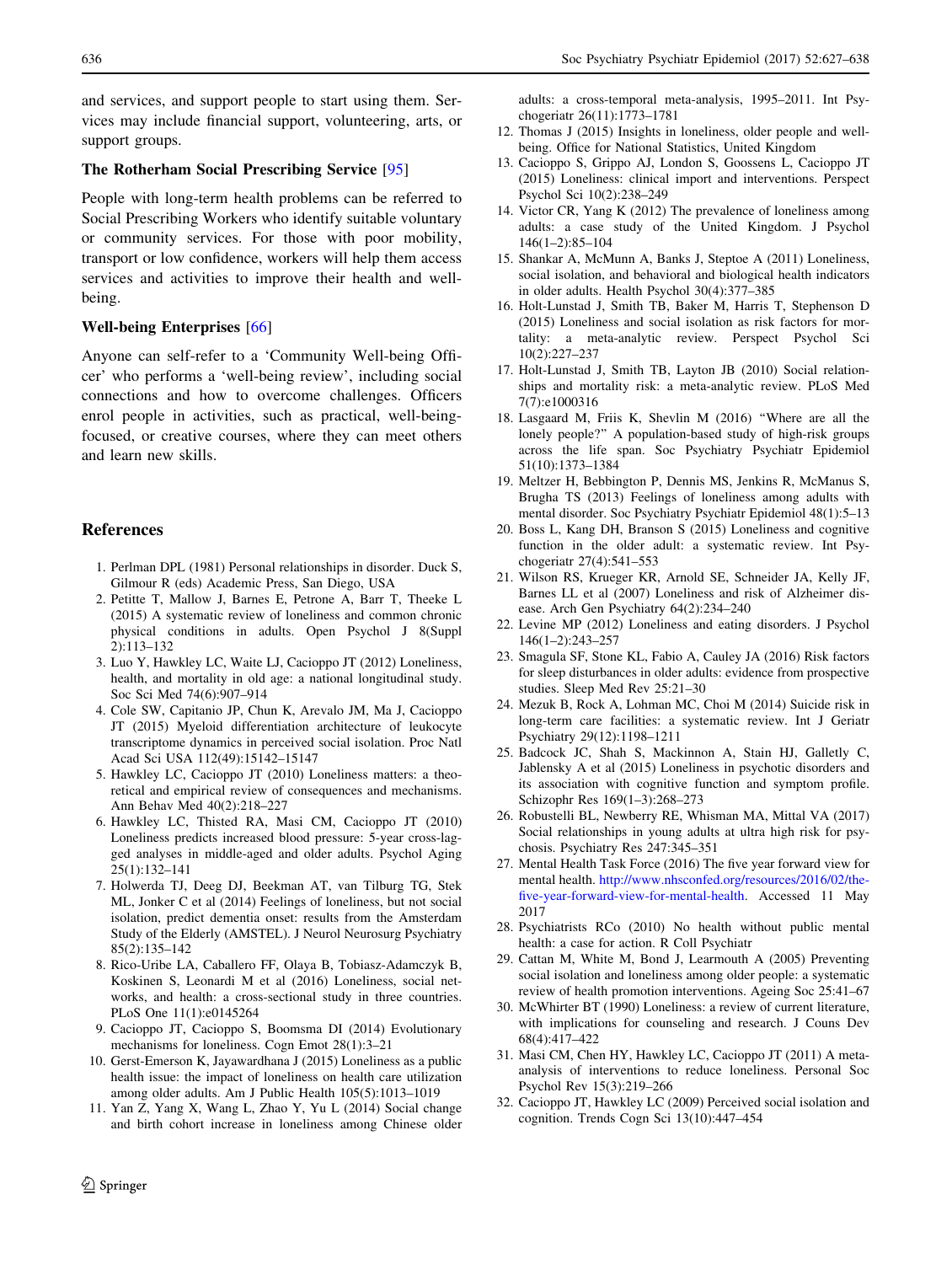and services, and support people to start using them. Services may include financial support, volunteering, arts, or support groups.

**The Rotherham Social Prescribing Service** [95]

People with long-term health problems can be referred to Social Prescribing Workers who identify suitable voluntary or community services. For those with poor mobility, transport or low confidence, workers will help them access services and activities to improve their health and well-being.

**Well-being Enterprises** [66]

Anyone can self-refer to a 'Community Well-being Officer' who performs a 'well-being review', including social connections and how to overcome challenges. Officers enrol people in activities, such as practical, well-being-focused, or creative courses, where they can meet others and learn new skills.

## References

1. Perlman DPL (1981) Personal relationships in disorder. Duck S, Gilmour R (eds) Academic Press, San Diego, USA
2. Petitte T, Mallow J, Barnes E, Petrone A, Barr T, Theeke L (2015) A systematic review of loneliness and common chronic physical conditions in adults. Open Psychol J 8(Suppl 2):113–132
3. Luo Y, Hawkley LC, Waite LJ, Cacioppo JT (2012) Loneliness, health, and mortality in old age: a national longitudinal study. Soc Sci Med 74(6):907–914
4. Cole SW, Capitanio JP, Chun K, Arevalo JM, Ma J, Cacioppo JT (2015) Myeloid differentiation architecture of leukocyte transcriptome dynamics in perceived social isolation. Proc Natl Acad Sci USA 112(49):15142–15147
5. Hawkley LC, Cacioppo JT (2010) Loneliness matters: a theoretical and empirical review of consequences and mechanisms. Ann Behav Med 40(2):218–227
6. Hawkley LC, Thisted RA, Masi CM, Cacioppo JT (2010) Loneliness predicts increased blood pressure: 5-year cross-lagged analyses in middle-aged and older adults. Psychol Aging 25(1):132–141
7. Holwerda TJ, Deeg DJ, Beekman AT, van Tilburg TG, Stek ML, Jonker C et al (2014) Feelings of loneliness, but not social isolation, predict dementia onset: results from the Amsterdam Study of the Elderly (AMSTEL). J Neurol Neurosurg Psychiatry 85(2):135–142
8. Rico-Uribe LA, Caballero FF, Olaya B, Tobiasz-Adamczyk B, Koskinen S, Leonardi M et al (2016) Loneliness, social networks, and health: a cross-sectional study in three countries. PLoS One 11(1):e0145264
9. Cacioppo JT, Cacioppo S, Boomsma DI (2014) Evolutionary mechanisms for loneliness. Cogn Emot 28(1):3–21
10. Gerst-Emerson K, Jayawardhana J (2015) Loneliness as a public health issue: the impact of loneliness on health care utilization among older adults. Am J Public Health 105(5):1013–1019
11. Yan Z, Yang X, Wang L, Zhao Y, Yu L (2014) Social change and birth cohort increase in loneliness among Chinese older adults: a cross-temporal meta-analysis, 1995–2011. Int Psychogeriatr 26(11):1773–1781
12. Thomas J (2015) Insights in loneliness, older people and well-being. Office for National Statistics, United Kingdom
13. Cacioppo S, Grippo AJ, London S, Goossens L, Cacioppo JT (2015) Loneliness: clinical import and interventions. Perspect Psychol Sci 10(2):238–249
14. Victor CR, Yang K (2012) The prevalence of loneliness among adults: a case study of the United Kingdom. J Psychol 146(1–2):85–104
15. Shankar A, McMunn A, Banks J, Steptoe A (2011) Loneliness, social isolation, and behavioral and biological health indicators in older adults. Health Psychol 30(4):377–385
16. Holt-Lunstad J, Smith TB, Baker M, Harris T, Stephenson D (2015) Loneliness and social isolation as risk factors for mortality: a meta-analytic review. Perspect Psychol Sci 10(2):227–237
17. Holt-Lunstad J, Smith TB, Layton JB (2010) Social relationships and mortality risk: a meta-analytic review. PLoS Med 7(7):e1000316
18. Lasgaard M, Friis K, Shevlin M (2016) "Where are all the lonely people?" A population-based study of high-risk groups across the life span. Soc Psychiatry Psychiatr Epidemiol 51(10):1373–1384
19. Meltzer H, Bebbington P, Dennis MS, Jenkins R, McManus S, Brugha TS (2013) Feelings of loneliness among adults with mental disorder. Soc Psychiatry Psychiatr Epidemiol 48(1):5–13
20. Boss L, Kang DH, Branson S (2015) Loneliness and cognitive function in the older adult: a systematic review. Int Psychogeriatr 27(4):541–553
21. Wilson RS, Krueger KR, Arnold SE, Schneider JA, Kelly JF, Barnes LL et al (2007) Loneliness and risk of Alzheimer disease. Arch Gen Psychiatry 64(2):234–240
22. Levine MP (2012) Loneliness and eating disorders. J Psychol 146(1–2):243–257
23. Smagula SF, Stone KL, Fabio A, Cauley JA (2016) Risk factors for sleep disturbances in older adults: evidence from prospective studies. Sleep Med Rev 25:21–30
24. Mezuk B, Rock A, Lohman MC, Choi M (2014) Suicide risk in long-term care facilities: a systematic review. Int J Geriatr Psychiatry 29(12):1198–1211
25. Badcock JC, Shah S, Mackinnon A, Stain HJ, Galletly C, Jablensky A et al (2015) Loneliness in psychotic disorders and its association with cognitive function and symptom profile. Schizophr Res 169(1–3):268–273
26. Robustelli BL, Newberry RE, Whisman MA, Mittal VA (2017) Social relationships in young adults at ultra high risk for psychosis. Psychiatry Res 247:345–351
27. Mental Health Task Force (2016) The five year forward view for mental health. http://www.nhsconfed.org/resources/2016/02/the-five-year-forward-view-for-mental-health. Accessed 11 May 2017
28. Psychiatrists RCo (2010) No health without public mental health: a case for action. R Coll Psychiatr
29. Cattan M, White M, Bond J, Learmouth A (2005) Preventing social isolation and loneliness among older people: a systematic review of health promotion interventions. Ageing Soc 25:41–67
30. McWhirter BT (1990) Loneliness: a review of current literature, with implications for counseling and research. J Couns Dev 68(4):417–422
31. Masi CM, Chen HY, Hawkley LC, Cacioppo JT (2011) A meta-analysis of interventions to reduce loneliness. Personal Soc Psychol Rev 15(3):219–266
32. Cacioppo JT, Hawkley LC (2009) Perceived social isolation and cognition. Trends Cogn Sci 13(10):447–454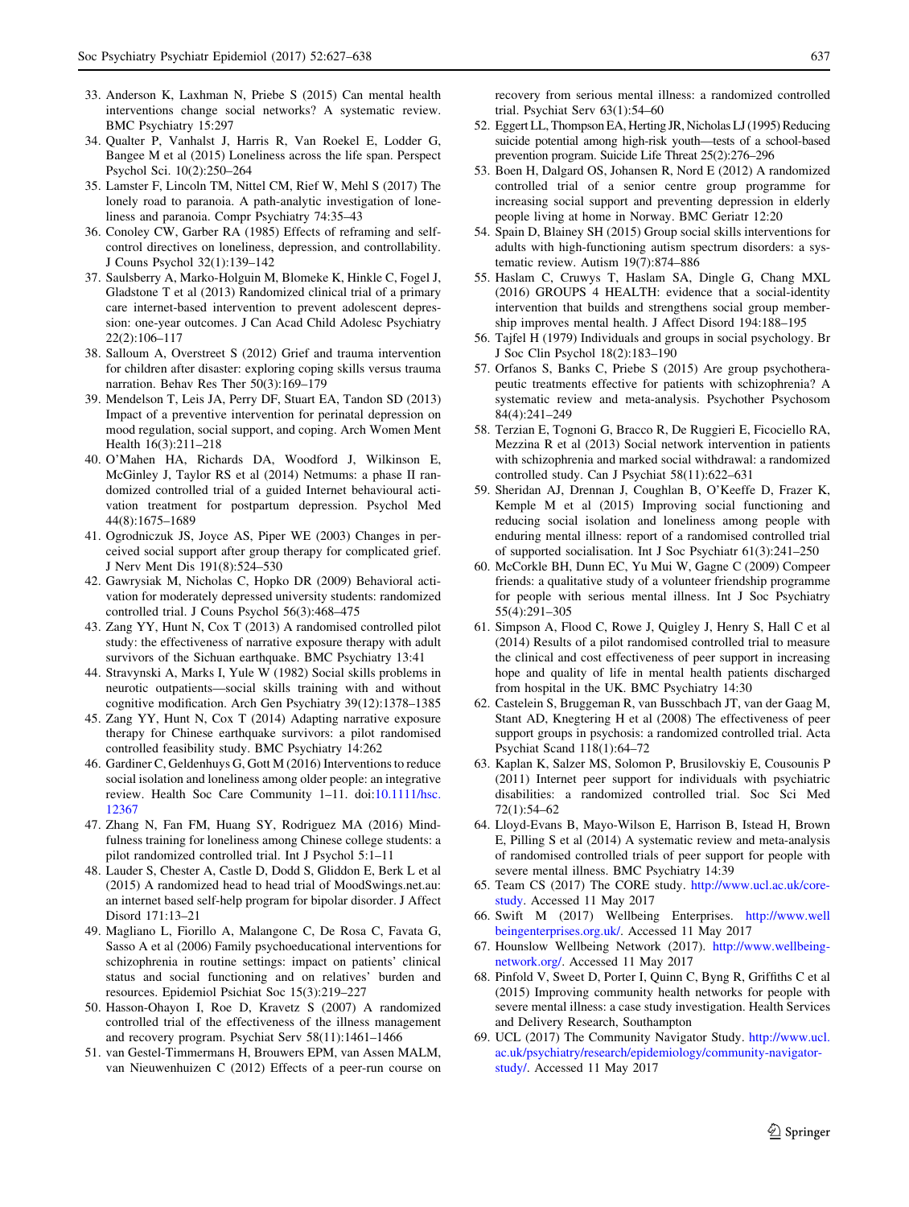33. Anderson K, Laxhman N, Priebe S (2015) Can mental health interventions change social networks? A systematic review. BMC Psychiatry 15:297
34. Qualter P, Vanhalst J, Harris R, Van Roekel E, Lodder G, Bangee M et al (2015) Loneliness across the life span. Perspect Psychol Sci. 10(2):250–264
35. Lamster F, Lincoln TM, Nittel CM, Rief W, Mehl S (2017) The lonely road to paranoia. A path-analytic investigation of loneliness and paranoia. Compr Psychiatry 74:35–43
36. Conoley CW, Garber RA (1985) Effects of reframing and self-control directives on loneliness, depression, and controllability. J Couns Psychol 32(1):139–142
37. Saulsberry A, Marko-Holguin M, Blomeke K, Hinkle C, Fogel J, Gladstone T et al (2013) Randomized clinical trial of a primary care internet-based intervention to prevent adolescent depression: one-year outcomes. J Can Acad Child Adolesc Psychiatry 22(2):106–117
38. Salloum A, Overstreet S (2012) Grief and trauma intervention for children after disaster: exploring coping skills versus trauma narration. Behav Res Ther 50(3):169–179
39. Mendelson T, Leis JA, Perry DF, Stuart EA, Tandon SD (2013) Impact of a preventive intervention for perinatal depression on mood regulation, social support, and coping. Arch Women Ment Health 16(3):211–218
40. O'Mahen HA, Richards DA, Woodford J, Wilkinson E, McGinley J, Taylor RS et al (2014) Netmums: a phase II randomized controlled trial of a guided Internet behavioural activation treatment for postpartum depression. Psychol Med 44(8):1675–1689
41. Ogrodniczuk JS, Joyce AS, Piper WE (2003) Changes in perceived social support after group therapy for complicated grief. J Nerv Ment Dis 191(8):524–530
42. Gawrysiak M, Nicholas C, Hopko DR (2009) Behavioral activation for moderately depressed university students: randomized controlled trial. J Couns Psychol 56(3):468–475
43. Zang YY, Hunt N, Cox T (2013) A randomised controlled pilot study: the effectiveness of narrative exposure therapy with adult survivors of the Sichuan earthquake. BMC Psychiatry 13:41
44. Stravynski A, Marks I, Yule W (1982) Social skills problems in neurotic outpatients—social skills training with and without cognitive modification. Arch Gen Psychiatry 39(12):1378–1385
45. Zang YY, Hunt N, Cox T (2014) Adapting narrative exposure therapy for Chinese earthquake survivors: a pilot randomised controlled feasibility study. BMC Psychiatry 14:262
46. Gardiner C, Geldenhuys G, Gott M (2016) Interventions to reduce social isolation and loneliness among older people: an integrative review. Health Soc Care Community 1–11. doi:10.1111/hsc.12367
47. Zhang N, Fan FM, Huang SY, Rodriguez MA (2016) Mindfulness training for loneliness among Chinese college students: a pilot randomized controlled trial. Int J Psychol 5:1–11
48. Lauder S, Chester A, Castle D, Dodd S, Gliddon E, Berk L et al (2015) A randomized head to head trial of MoodSwings.net.au: an internet based self-help program for bipolar disorder. J Affect Disord 171:13–21
49. Magliano L, Fiorillo A, Malangone C, De Rosa C, Favata G, Sasso A et al (2006) Family psychoeducational interventions for schizophrenia in routine settings: impact on patients' clinical status and social functioning and on relatives' burden and resources. Epidemiol Psichiat Soc 15(3):219–227
50. Hasson-Ohayon I, Roe D, Kravetz S (2007) A randomized controlled trial of the effectiveness of the illness management and recovery program. Psychiat Serv 58(11):1461–1466
51. van Gestel-Timmermans H, Brouwers EPM, van Assen MALM, van Nieuwenhuizen C (2012) Effects of a peer-run course on recovery from serious mental illness: a randomized controlled trial. Psychiat Serv 63(1):54–60
52. Eggert LL, Thompson EA, Herting JR, Nicholas LJ (1995) Reducing suicide potential among high-risk youth—tests of a school-based prevention program. Suicide Life Threat 25(2):276–296
53. Boen H, Dalgard OS, Johansen R, Nord E (2012) A randomized controlled trial of a senior centre group programme for increasing social support and preventing depression in elderly people living at home in Norway. BMC Geriatr 12:20
54. Spain D, Blainey SH (2015) Group social skills interventions for adults with high-functioning autism spectrum disorders: a systematic review. Autism 19(7):874–886
55. Haslam C, Cruwys T, Haslam SA, Dingle G, Chang MXL (2016) GROUPS 4 HEALTH: evidence that a social-identity intervention that builds and strengthens social group membership improves mental health. J Affect Disord 194:188–195
56. Tajfel H (1979) Individuals and groups in social psychology. Br J Soc Clin Psychol 18(2):183–190
57. Orfanos S, Banks C, Priebe S (2015) Are group psychotherapeutic treatments effective for patients with schizophrenia? A systematic review and meta-analysis. Psychother Psychosom 84(4):241–249
58. Terzian E, Tognoni G, Bracco R, De Ruggieri E, Ficociello RA, Mezzina R et al (2013) Social network intervention in patients with schizophrenia and marked social withdrawal: a randomized controlled study. Can J Psychiat 58(11):622–631
59. Sheridan AJ, Drennan J, Coughlan B, O'Keeffe D, Frazer K, Kemple M et al (2015) Improving social functioning and reducing social isolation and loneliness among people with enduring mental illness: report of a randomised controlled trial of supported socialisation. Int J Soc Psychiatr 61(3):241–250
60. McCorkle BH, Dunn EC, Yu Mui W, Gagne C (2009) Compeer friends: a qualitative study of a volunteer friendship programme for people with serious mental illness. Int J Soc Psychiatry 55(4):291–305
61. Simpson A, Flood C, Rowe J, Quigley J, Henry S, Hall C et al (2014) Results of a pilot randomised controlled trial to measure the clinical and cost effectiveness of peer support in increasing hope and quality of life in mental health patients discharged from hospital in the UK. BMC Psychiatry 14:30
62. Castelein S, Bruggeman R, van Busschbach JT, van der Gaag M, Stant AD, Knegtering H et al (2008) The effectiveness of peer support groups in psychosis: a randomized controlled trial. Acta Psychiat Scand 118(1):64–72
63. Kaplan K, Salzer MS, Solomon P, Brusilovskiy E, Cousounis P (2011) Internet peer support for individuals with psychiatric disabilities: a randomized controlled trial. Soc Sci Med 72(1):54–62
64. Lloyd-Evans B, Mayo-Wilson E, Harrison B, Istead H, Brown E, Pilling S et al (2014) A systematic review and meta-analysis of randomised controlled trials of peer support for people with severe mental illness. BMC Psychiatry 14:39
65. Team CS (2017) The CORE study. http://www.ucl.ac.uk/core-study. Accessed 11 May 2017
66. Swift M (2017) Wellbeing Enterprises. http://www.wellbeingenterprises.org.uk/. Accessed 11 May 2017
67. Hounslow Wellbeing Network (2017). http://www.wellbeing-network.org/. Accessed 11 May 2017
68. Pinfold V, Sweet D, Porter I, Quinn C, Byng R, Griffiths C et al (2015) Improving community health networks for people with severe mental illness: a case study investigation. Health Services and Delivery Research, Southampton
69. UCL (2017) The Community Navigator Study. http://www.ucl.ac.uk/psychiatry/research/epidemiology/community-navigator-study/. Accessed 11 May 2017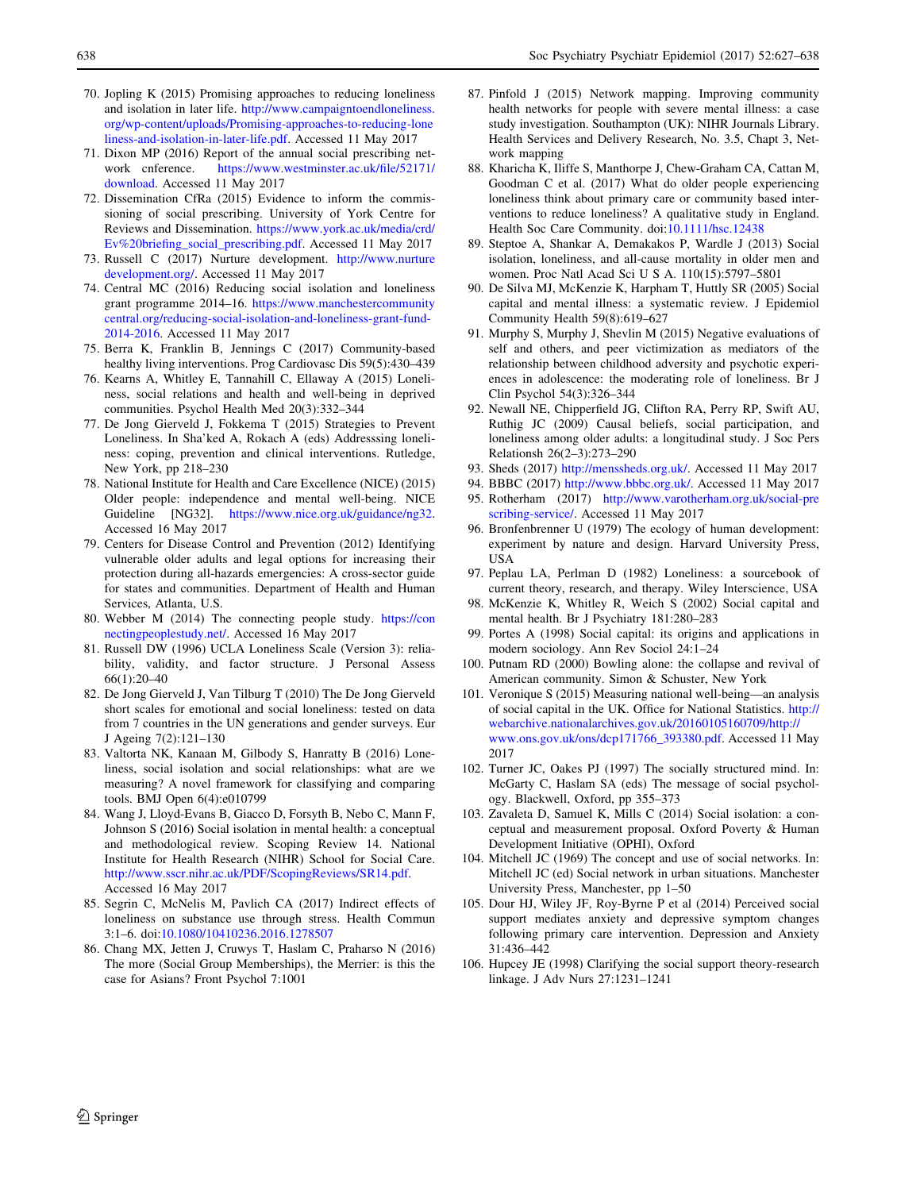70. Jopling K (2015) Promising approaches to reducing loneliness and isolation in later life. http://www.campaigntoendloneliness.org/wp-content/uploads/Promising-approaches-to-reducing-loneliness-and-isolation-in-later-life.pdf. Accessed 11 May 2017
71. Dixon MP (2016) Report of the annual social prescribing network cnference. https://www.westminster.ac.uk/file/52171/download. Accessed 11 May 2017
72. Dissemination CfRa (2015) Evidence to inform the commissioning of social prescribing. University of York Centre for Reviews and Dissemination. https://www.york.ac.uk/media/crd/Ev%20briefing_social_prescribing.pdf. Accessed 11 May 2017
73. Russell C (2017) Nurture development. http://www.nurturedevelopment.org/. Accessed 11 May 2017
74. Central MC (2016) Reducing social isolation and loneliness grant programme 2014–16. https://www.manchestercommunitycentral.org/reducing-social-isolation-and-loneliness-grant-fund-2014-2016. Accessed 11 May 2017
75. Berra K, Franklin B, Jennings C (2017) Community-based healthy living interventions. Prog Cardiovasc Dis 59(5):430–439
76. Kearns A, Whitley E, Tannahill C, Ellaway A (2015) Loneliness, social relations and health and well-being in deprived communities. Psychol Health Med 20(3):332–344
77. De Jong Gierveld J, Fokkema T (2015) Strategies to Prevent Loneliness. In Sha'ked A, Rokach A (eds) Addresssing loneliness: coping, prevention and clinical interventions. Rutledge, New York, pp 218–230
78. National Institute for Health and Care Excellence (NICE) (2015) Older people: independence and mental well-being. NICE Guideline [NG32]. https://www.nice.org.uk/guidance/ng32. Accessed 16 May 2017
79. Centers for Disease Control and Prevention (2012) Identifying vulnerable older adults and legal options for increasing their protection during all-hazards emergencies: A cross-sector guide for states and communities. Department of Health and Human Services, Atlanta, U.S.
80. Webber M (2014) The connecting people study. https://connectingpeoplestudy.net/. Accessed 16 May 2017
81. Russell DW (1996) UCLA Loneliness Scale (Version 3): reliability, validity, and factor structure. J Personal Assess 66(1):20–40
82. De Jong Gierveld J, Van Tilburg T (2010) The De Jong Gierveld short scales for emotional and social loneliness: tested on data from 7 countries in the UN generations and gender surveys. Eur J Ageing 7(2):121–130
83. Valtorta NK, Kanaan M, Gilbody S, Hanratty B (2016) Loneliness, social isolation and social relationships: what are we measuring? A novel framework for classifying and comparing tools. BMJ Open 6(4):e010799
84. Wang J, Lloyd-Evans B, Giacco D, Forsyth B, Nebo C, Mann F, Johnson S (2016) Social isolation in mental health: a conceptual and methodological review. Scoping Review 14. National Institute for Health Research (NIHR) School for Social Care. http://www.sscr.nihr.ac.uk/PDF/ScopingReviews/SR14.pdf. Accessed 16 May 2017
85. Segrin C, McNelis M, Pavlich CA (2017) Indirect effects of loneliness on substance use through stress. Health Commun 3:1–6. doi:10.1080/10410236.2016.1278507
86. Chang MX, Jetten J, Cruwys T, Haslam C, Praharso N (2016) The more (Social Group Memberships), the Merrier: is this the case for Asians? Front Psychol 7:1001
87. Pinfold J (2015) Network mapping. Improving community health networks for people with severe mental illness: a case study investigation. Southampton (UK): NIHR Journals Library. Health Services and Delivery Research, No. 3.5, Chapt 3, Network mapping
88. Kharicha K, Iliffe S, Manthorpe J, Chew-Graham CA, Cattan M, Goodman C et al. (2017) What do older people experiencing loneliness think about primary care or community based interventions to reduce loneliness? A qualitative study in England. Health Soc Care Community. doi:10.1111/hsc.12438
89. Steptoe A, Shankar A, Demakakos P, Wardle J (2013) Social isolation, loneliness, and all-cause mortality in older men and women. Proc Natl Acad Sci U S A. 110(15):5797–5801
90. De Silva MJ, McKenzie K, Harpham T, Huttly SR (2005) Social capital and mental illness: a systematic review. J Epidemiol Community Health 59(8):619–627
91. Murphy S, Murphy J, Shevlin M (2015) Negative evaluations of self and others, and peer victimization as mediators of the relationship between childhood adversity and psychotic experiences in adolescence: the moderating role of loneliness. Br J Clin Psychol 54(3):326–344
92. Newall NE, Chipperfield JG, Clifton RA, Perry RP, Swift AU, Ruthig JC (2009) Causal beliefs, social participation, and loneliness among older adults: a longitudinal study. J Soc Pers Relationsh 26(2–3):273–290
93. Sheds (2017) http://menssheds.org.uk/. Accessed 11 May 2017
94. BBBC (2017) http://www.bbbc.org.uk/. Accessed 11 May 2017
95. Rotherham (2017) http://www.varotherham.org.uk/social-prescribing-service/. Accessed 11 May 2017
96. Bronfenbrenner U (1979) The ecology of human development: experiment by nature and design. Harvard University Press, USA
97. Peplau LA, Perlman D (1982) Loneliness: a sourcebook of current theory, research, and therapy. Wiley Interscience, USA
98. McKenzie K, Whitley R, Weich S (2002) Social capital and mental health. Br J Psychiatry 181:280–283
99. Portes A (1998) Social capital: its origins and applications in modern sociology. Ann Rev Sociol 24:1–24
100. Putnam RD (2000) Bowling alone: the collapse and revival of American community. Simon & Schuster, New York
101. Veronique S (2015) Measuring national well-being—an analysis of social capital in the UK. Office for National Statistics. http://webarchive.nationalarchives.gov.uk/20160105160709/http://www.ons.gov.uk/ons/dcp171766_393380.pdf. Accessed 11 May 2017
102. Turner JC, Oakes PJ (1997) The socially structured mind. In: McGarty C, Haslam SA (eds) The message of social psychology. Blackwell, Oxford, pp 355–373
103. Zavaleta D, Samuel K, Mills C (2014) Social isolation: a conceptual and measurement proposal. Oxford Poverty & Human Development Initiative (OPHI), Oxford
104. Mitchell JC (1969) The concept and use of social networks. In: Mitchell JC (ed) Social network in urban situations. Manchester University Press, Manchester, pp 1–50
105. Dour HJ, Wiley JF, Roy-Byrne P et al (2014) Perceived social support mediates anxiety and depressive symptom changes following primary care intervention. Depression and Anxiety 31:436–442
106. Hupcey JE (1998) Clarifying the social support theory-research linkage. J Adv Nurs 27:1231–1241